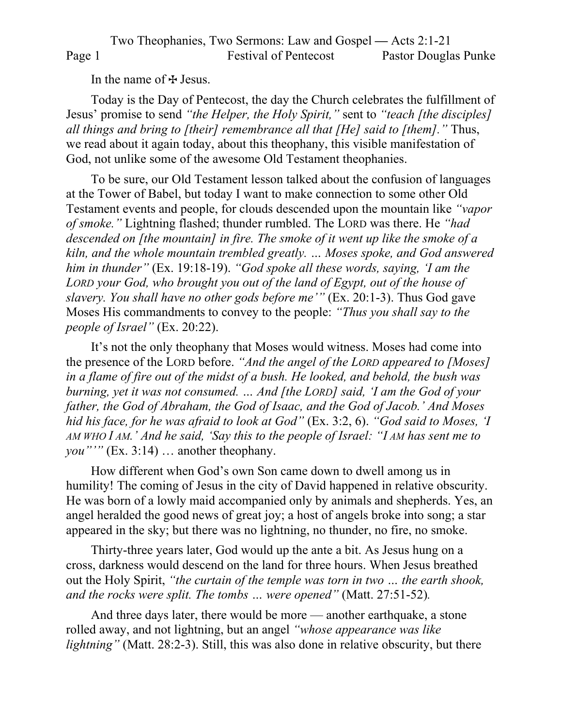In the name of ✠ Jesus.

Today is the Day of Pentecost, the day the Church celebrates the fulfillment of Jesus' promise to send *"the Helper, the Holy Spirit,"* sent to *"teach [the disciples] all things and bring to [their] remembrance all that [He] said to [them]."* Thus, we read about it again today, about this theophany, this visible manifestation of God, not unlike some of the awesome Old Testament theophanies.

To be sure, our Old Testament lesson talked about the confusion of languages at the Tower of Babel, but today I want to make connection to some other Old Testament events and people, for clouds descended upon the mountain like *"vapor of smoke."* Lightning flashed; thunder rumbled. The LORD was there. He *"had descended on [the mountain] in fire. The smoke of it went up like the smoke of a kiln, and the whole mountain trembled greatly. … Moses spoke, and God answered him in thunder"* (Ex. 19:18-19). *"God spoke all these words, saying, 'I am the LORD your God, who brought you out of the land of Egypt, out of the house of slavery. You shall have no other gods before me'"* (Ex. 20:1-3). Thus God gave Moses His commandments to convey to the people: *"Thus you shall say to the people of Israel"* (Ex. 20:22).

It's not the only theophany that Moses would witness. Moses had come into the presence of the LORD before. *"And the angel of the LORD appeared to [Moses] in a flame of fire out of the midst of a bush. He looked, and behold, the bush was burning, yet it was not consumed. … And [the LORD] said, 'I am the God of your father, the God of Abraham, the God of Isaac, and the God of Jacob.' And Moses hid his face, for he was afraid to look at God"* (Ex. 3:2, 6). *"God said to Moses, 'I AM WHO I AM.' And he said, 'Say this to the people of Israel: "I AM has sent me to you"'"* (Ex. 3:14) … another theophany.

How different when God's own Son came down to dwell among us in humility! The coming of Jesus in the city of David happened in relative obscurity. He was born of a lowly maid accompanied only by animals and shepherds. Yes, an angel heralded the good news of great joy; a host of angels broke into song; a star appeared in the sky; but there was no lightning, no thunder, no fire, no smoke.

Thirty-three years later, God would up the ante a bit. As Jesus hung on a cross, darkness would descend on the land for three hours. When Jesus breathed out the Holy Spirit, *"the curtain of the temple was torn in two … the earth shook, and the rocks were split. The tombs … were opened"* (Matt. 27:51-52).

And three days later, there would be more — another earthquake, a stone rolled away, and not lightning, but an angel *"whose appearance was like lightning"* (Matt. 28:2-3). Still, this was also done in relative obscurity, but there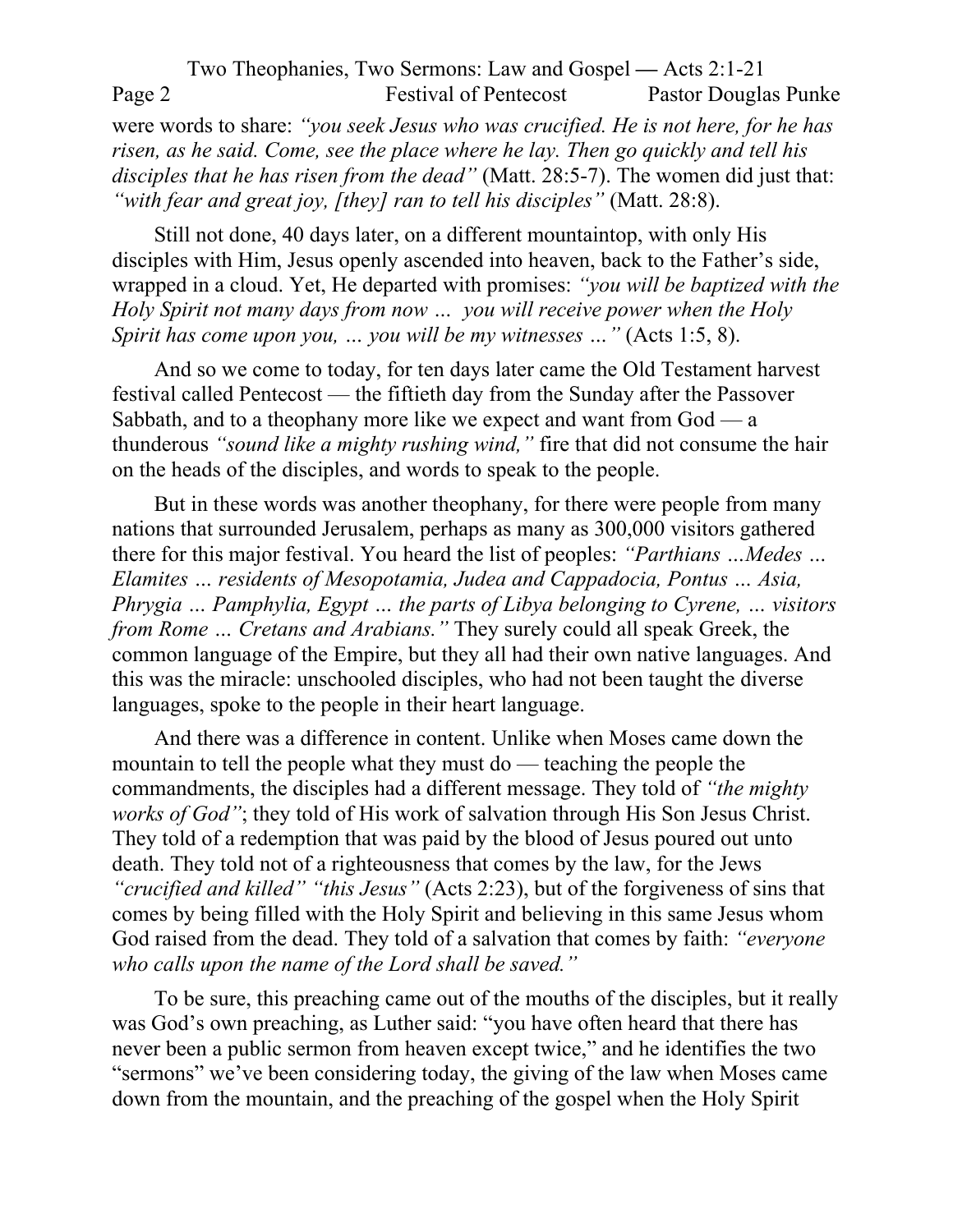were words to share: *"you seek Jesus who was crucified. He is not here, for he has risen, as he said. Come, see the place where he lay. Then go quickly and tell his disciples that he has risen from the dead"* (Matt. 28:5-7). The women did just that: *"with fear and great joy, [they] ran to tell his disciples"* (Matt. 28:8).

Still not done, 40 days later, on a different mountaintop, with only His disciples with Him, Jesus openly ascended into heaven, back to the Father's side, wrapped in a cloud. Yet, He departed with promises: *"you will be baptized with the Holy Spirit not many days from now … you will receive power when the Holy Spirit has come upon you, … you will be my witnesses …"* (Acts 1:5, 8).

And so we come to today, for ten days later came the Old Testament harvest festival called Pentecost — the fiftieth day from the Sunday after the Passover Sabbath, and to a theophany more like we expect and want from God — a thunderous *"sound like a mighty rushing wind,"* fire that did not consume the hair on the heads of the disciples, and words to speak to the people.

But in these words was another theophany, for there were people from many nations that surrounded Jerusalem, perhaps as many as 300,000 visitors gathered there for this major festival. You heard the list of peoples: *"Parthians …Medes … Elamites … residents of Mesopotamia, Judea and Cappadocia, Pontus … Asia, Phrygia … Pamphylia, Egypt … the parts of Libya belonging to Cyrene, … visitors from Rome … Cretans and Arabians."* They surely could all speak Greek, the common language of the Empire, but they all had their own native languages. And this was the miracle: unschooled disciples, who had not been taught the diverse languages, spoke to the people in their heart language.

And there was a difference in content. Unlike when Moses came down the mountain to tell the people what they must do — teaching the people the commandments, the disciples had a different message. They told of *"the mighty works of God"*; they told of His work of salvation through His Son Jesus Christ. They told of a redemption that was paid by the blood of Jesus poured out unto death. They told not of a righteousness that comes by the law, for the Jews *"crucified and killed" "this Jesus"* (Acts 2:23), but of the forgiveness of sins that comes by being filled with the Holy Spirit and believing in this same Jesus whom God raised from the dead. They told of a salvation that comes by faith: *"everyone who calls upon the name of the Lord shall be saved."*

To be sure, this preaching came out of the mouths of the disciples, but it really was God's own preaching, as Luther said: "you have often heard that there has never been a public sermon from heaven except twice," and he identifies the two "sermons" we've been considering today, the giving of the law when Moses came down from the mountain, and the preaching of the gospel when the Holy Spirit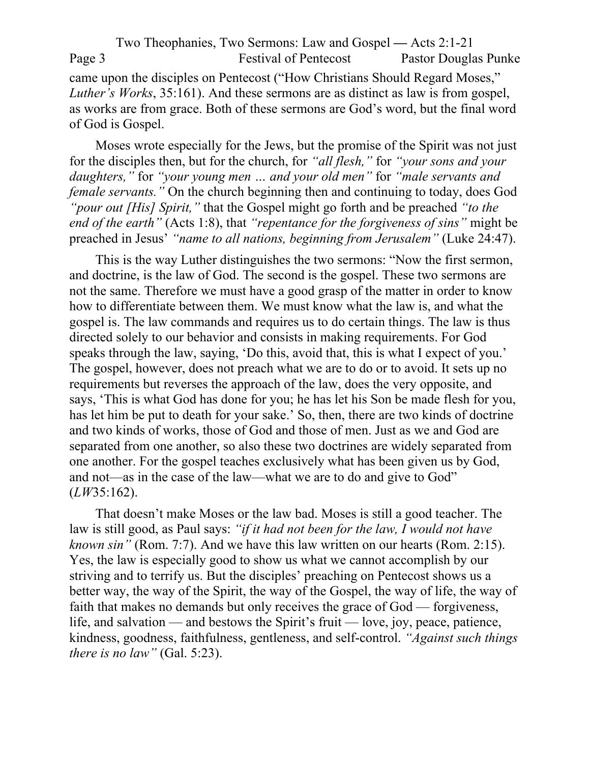came upon the disciples on Pentecost ("How Christians Should Regard Moses," *Luther's Works*, 35:161). And these sermons are as distinct as law is from gospel, as works are from grace. Both of these sermons are God's word, but the final word of God is Gospel.

Moses wrote especially for the Jews, but the promise of the Spirit was not just for the disciples then, but for the church, for *"all flesh,"* for *"your sons and your daughters,"* for *"your young men … and your old men"* for *"male servants and female servants."* On the church beginning then and continuing to today, does God *"pour out [His] Spirit,"* that the Gospel might go forth and be preached *"to the end of the earth"* (Acts 1:8), that *"repentance for the forgiveness of sins"* might be preached in Jesus' *"name to all nations, beginning from Jerusalem"* (Luke 24:47).

This is the way Luther distinguishes the two sermons: "Now the first sermon, and doctrine, is the law of God. The second is the gospel. These two sermons are not the same. Therefore we must have a good grasp of the matter in order to know how to differentiate between them. We must know what the law is, and what the gospel is. The law commands and requires us to do certain things. The law is thus directed solely to our behavior and consists in making requirements. For God speaks through the law, saying, 'Do this, avoid that, this is what I expect of you.' The gospel, however, does not preach what we are to do or to avoid. It sets up no requirements but reverses the approach of the law, does the very opposite, and says, 'This is what God has done for you; he has let his Son be made flesh for you, has let him be put to death for your sake.' So, then, there are two kinds of doctrine and two kinds of works, those of God and those of men. Just as we and God are separated from one another, so also these two doctrines are widely separated from one another. For the gospel teaches exclusively what has been given us by God, and not—as in the case of the law—what we are to do and give to God" (*LW*35:162).

That doesn't make Moses or the law bad. Moses is still a good teacher. The law is still good, as Paul says: *"if it had not been for the law, I would not have known sin"* (Rom. 7:7). And we have this law written on our hearts (Rom. 2:15). Yes, the law is especially good to show us what we cannot accomplish by our striving and to terrify us. But the disciples' preaching on Pentecost shows us a better way, the way of the Spirit, the way of the Gospel, the way of life, the way of faith that makes no demands but only receives the grace of God — forgiveness, life, and salvation — and bestows the Spirit's fruit — love, joy, peace, patience, kindness, goodness, faithfulness, gentleness, and self-control. *"Against such things there is no law"* (Gal. 5:23).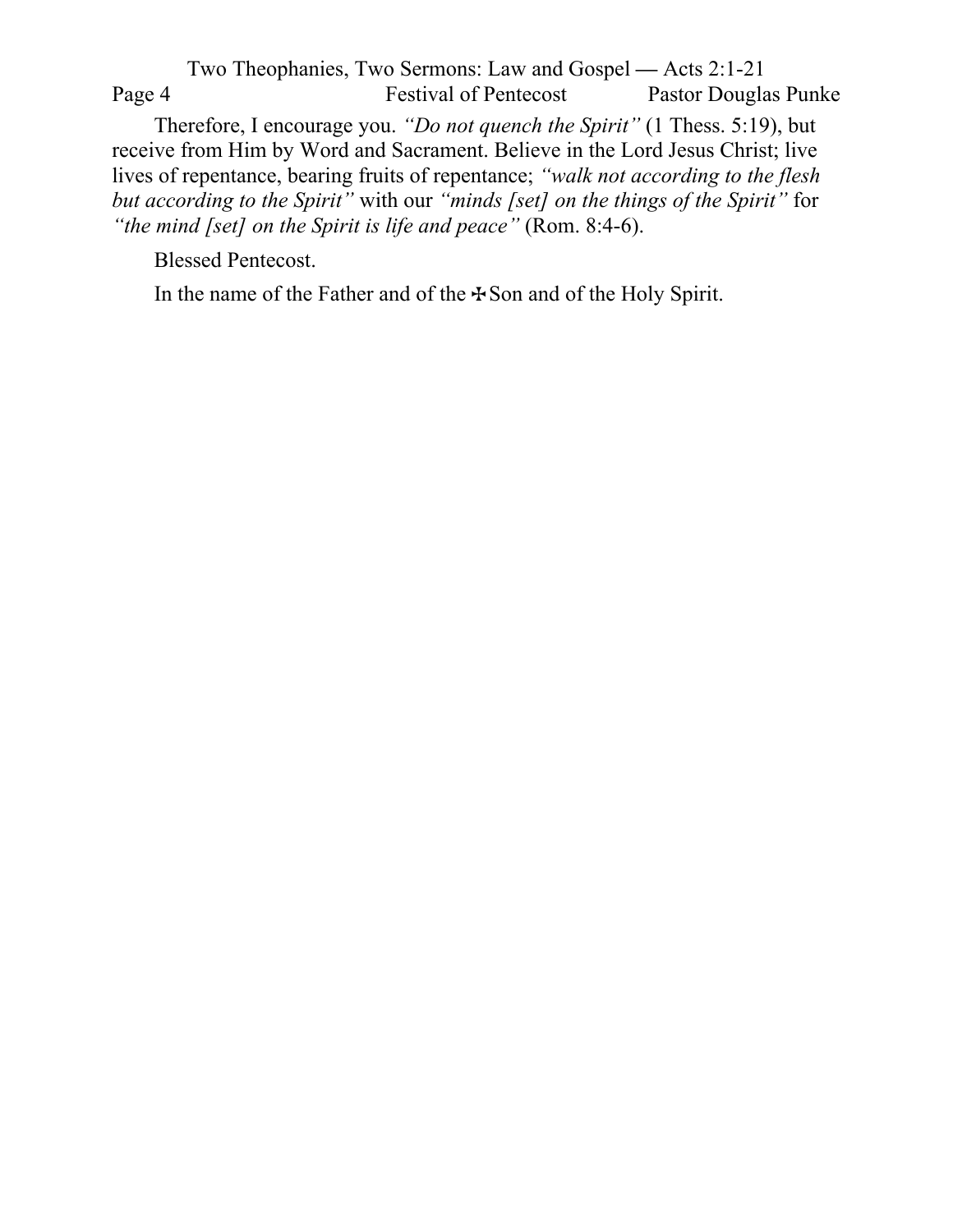Therefore, I encourage you. *"Do not quench the Spirit"* (1 Thess. 5:19), but receive from Him by Word and Sacrament. Believe in the Lord Jesus Christ; live lives of repentance, bearing fruits of repentance; *"walk not according to the flesh but according to the Spirit"* with our *"minds [set] on the things of the Spirit"* for *"the mind [set] on the Spirit is life and peace"* (Rom. 8:4-6).

Blessed Pentecost.

In the name of the Father and of the ✠Son and of the Holy Spirit.